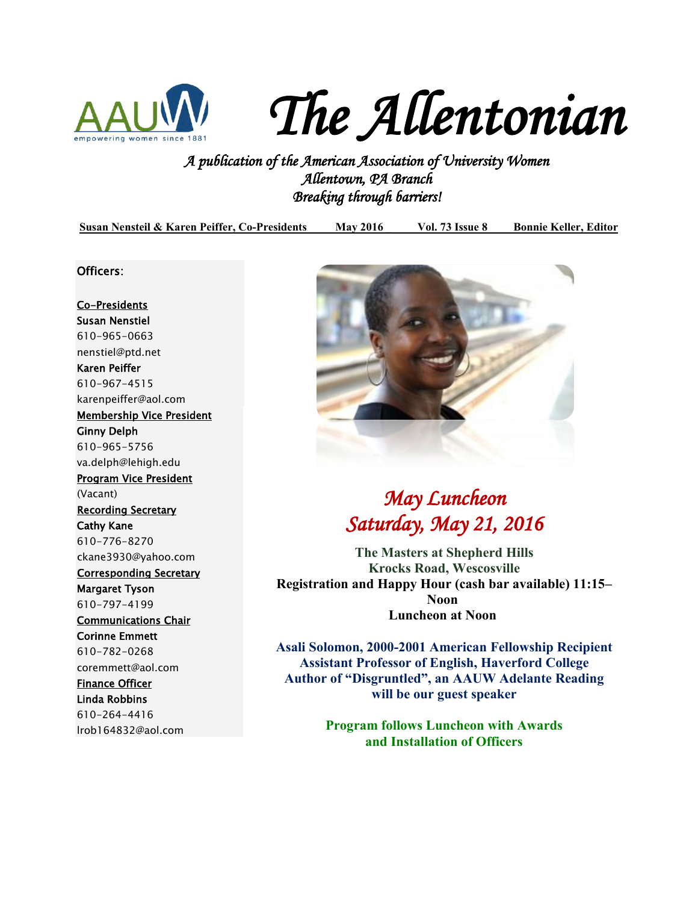# The Allentonian

*A publication of the American Association of University Women*
*Allentown, PA Branch*
*Breaking through barriers!*

**Susan Nensteil & Karen Peiffer, Co-Presidents May 2016 Vol. 73 Issue 8 Bonnie Keller, Editor**

Officers:

Co-Presidents
Susan Nenstiel
610-965-0663
nenstiel@ptd.net
Karen Peiffer
610-967-4515
karenpeiffer@aol.com

Membership Vice President
Ginny Delph
610-965-5756
va.delph@lehigh.edu

Program Vice President
(Vacant)

Recording Secretary
Cathy Kane
610-776-8270
ckane3930@yahoo.com

Corresponding Secretary
Margaret Tyson
610-797-4199

Communications Chair
Corinne Emmett
610-782-0268
coremmett@aol.com

Finance Officer
Linda Robbins
610-264-4416
lrob164832@aol.com

## *May Luncheon*
## *Saturday, May 21, 2016*

**The Masters at Shepherd Hills**
**Krocks Road, Wescosville**
**Registration and Happy Hour (cash bar available) 11:15–Noon**
**Luncheon at Noon**

**Asali Solomon, 2000-2001 American Fellowship Recipient**
**Assistant Professor of English, Haverford College**
**Author of "Disgruntled", an AAUW Adelante Reading**
**will be our guest speaker**

**Program follows Luncheon with Awards and Installation of Officers**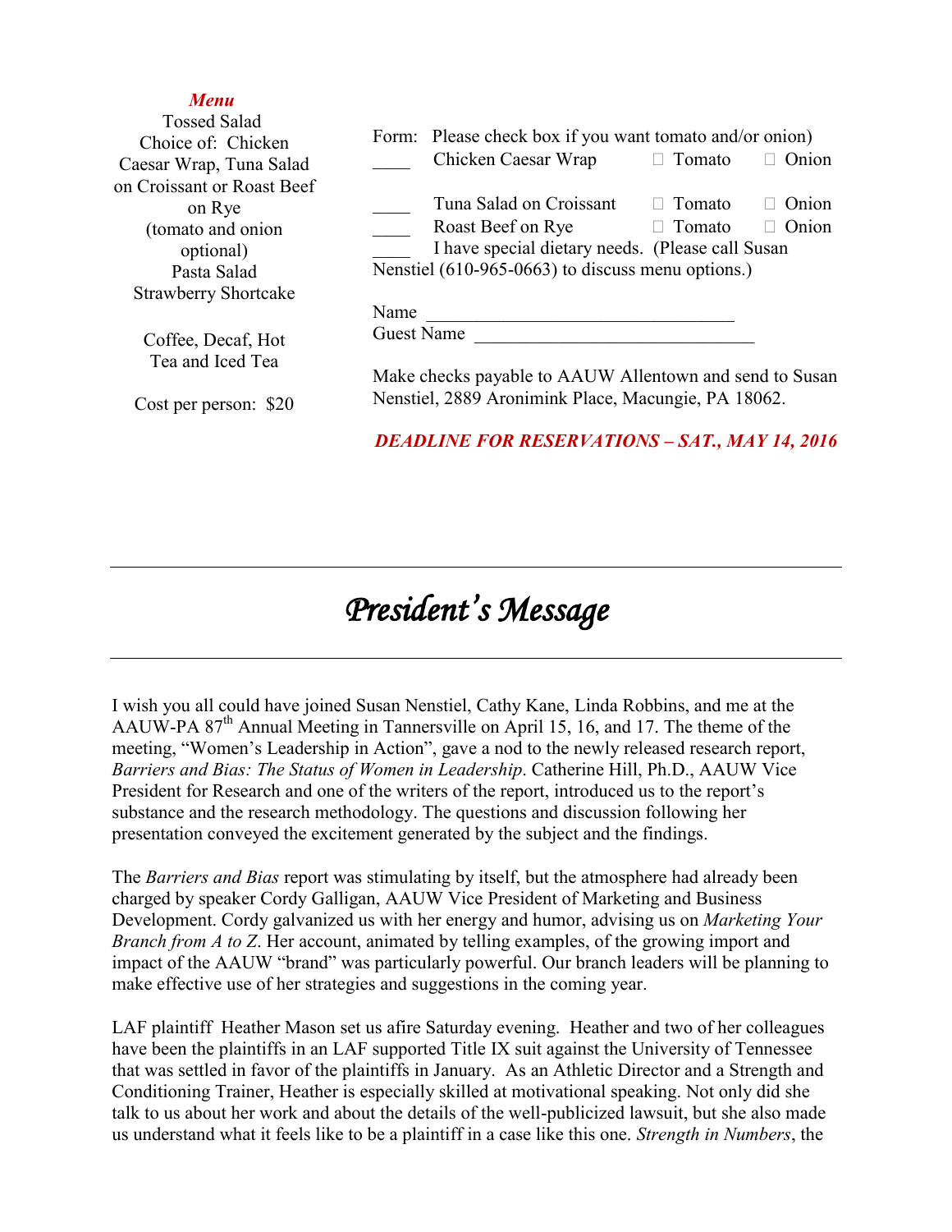***Menu***

Tossed Salad
Choice of: Chicken Caesar Wrap, Tuna Salad on Croissant or Roast Beef on Rye
(tomato and onion optional)
Pasta Salad
Strawberry Shortcake

Coffee, Decaf, Hot Tea and Iced Tea

Cost per person: $20

Form: Please check box if you want tomato and/or onion)

____ Chicken Caesar Wrap ☐ Tomato ☐ Onion

____ Tuna Salad on Croissant ☐ Tomato ☐ Onion

____ Roast Beef on Rye ☐ Tomato ☐ Onion

____ I have special dietary needs. (Please call Susan Nenstiel (610-965-0663) to discuss menu options.)

Name _______________________________

Guest Name ____________________________

Make checks payable to AAUW Allentown and send to Susan Nenstiel, 2889 Aronimink Place, Macungie, PA 18062.

***DEADLINE FOR RESERVATIONS – SAT., MAY 14, 2016***

---

# *President's Message*

---

I wish you all could have joined Susan Nenstiel, Cathy Kane, Linda Robbins, and me at the AAUW-PA 87th Annual Meeting in Tannersville on April 15, 16, and 17. The theme of the meeting, "Women's Leadership in Action", gave a nod to the newly released research report, *Barriers and Bias: The Status of Women in Leadership*. Catherine Hill, Ph.D., AAUW Vice President for Research and one of the writers of the report, introduced us to the report's substance and the research methodology. The questions and discussion following her presentation conveyed the excitement generated by the subject and the findings.

The *Barriers and Bias* report was stimulating by itself, but the atmosphere had already been charged by speaker Cordy Galligan, AAUW Vice President of Marketing and Business Development. Cordy galvanized us with her energy and humor, advising us on *Marketing Your Branch from A to Z*. Her account, animated by telling examples, of the growing import and impact of the AAUW "brand" was particularly powerful. Our branch leaders will be planning to make effective use of her strategies and suggestions in the coming year.

LAF plaintiff Heather Mason set us afire Saturday evening. Heather and two of her colleagues have been the plaintiffs in an LAF supported Title IX suit against the University of Tennessee that was settled in favor of the plaintiffs in January. As an Athletic Director and a Strength and Conditioning Trainer, Heather is especially skilled at motivational speaking. Not only did she talk to us about her work and about the details of the well-publicized lawsuit, but she also made us understand what it feels like to be a plaintiff in a case like this one. *Strength in Numbers*, the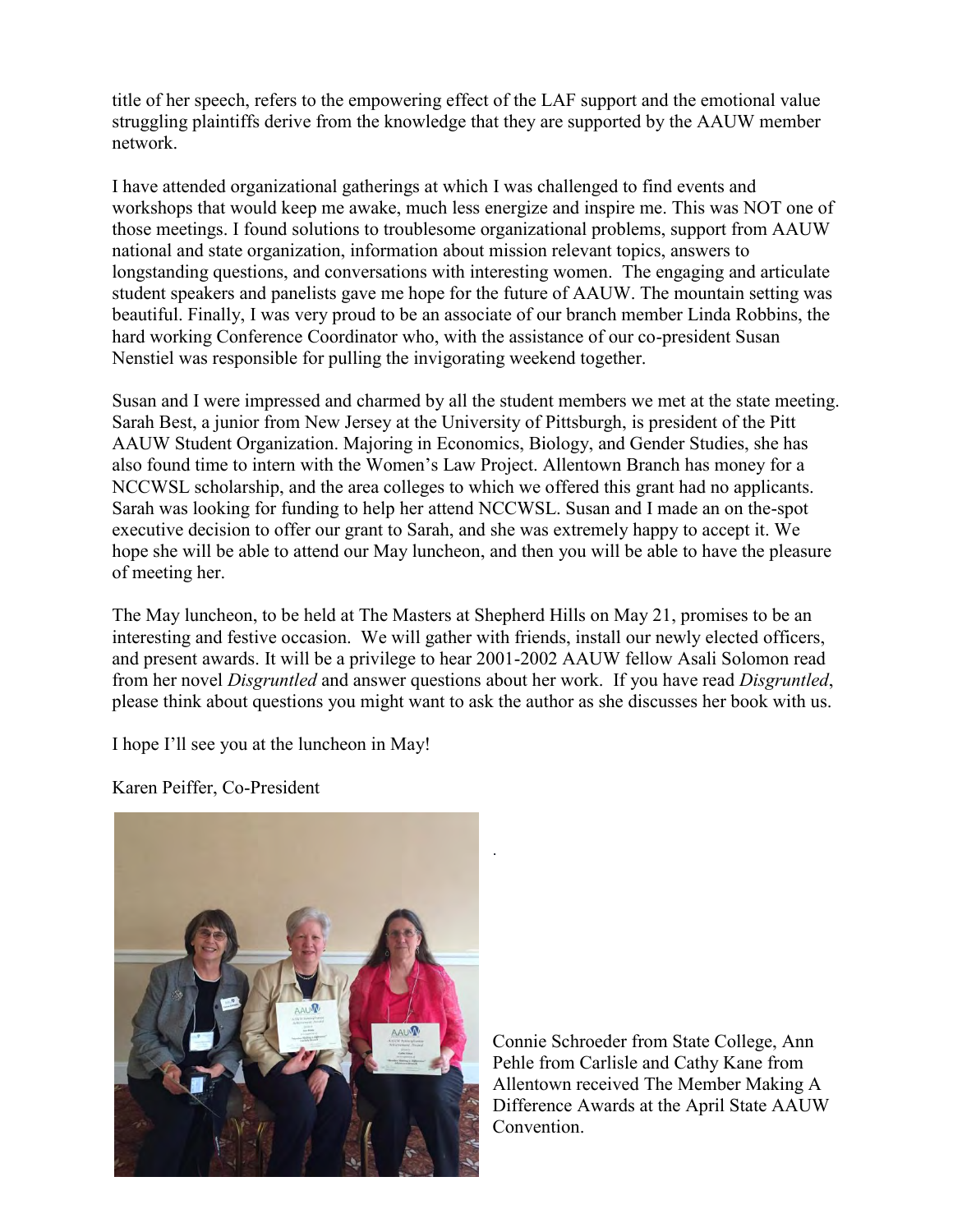title of her speech, refers to the empowering effect of the LAF support and the emotional value struggling plaintiffs derive from the knowledge that they are supported by the AAUW member network.

I have attended organizational gatherings at which I was challenged to find events and workshops that would keep me awake, much less energize and inspire me. This was NOT one of those meetings. I found solutions to troublesome organizational problems, support from AAUW national and state organization, information about mission relevant topics, answers to longstanding questions, and conversations with interesting women. The engaging and articulate student speakers and panelists gave me hope for the future of AAUW. The mountain setting was beautiful. Finally, I was very proud to be an associate of our branch member Linda Robbins, the hard working Conference Coordinator who, with the assistance of our co-president Susan Nenstiel was responsible for pulling the invigorating weekend together.

Susan and I were impressed and charmed by all the student members we met at the state meeting. Sarah Best, a junior from New Jersey at the University of Pittsburgh, is president of the Pitt AAUW Student Organization. Majoring in Economics, Biology, and Gender Studies, she has also found time to intern with the Women's Law Project. Allentown Branch has money for a NCCWSL scholarship, and the area colleges to which we offered this grant had no applicants. Sarah was looking for funding to help her attend NCCWSL. Susan and I made an on the-spot executive decision to offer our grant to Sarah, and she was extremely happy to accept it. We hope she will be able to attend our May luncheon, and then you will be able to have the pleasure of meeting her.

The May luncheon, to be held at The Masters at Shepherd Hills on May 21, promises to be an interesting and festive occasion. We will gather with friends, install our newly elected officers, and present awards. It will be a privilege to hear 2001-2002 AAUW fellow Asali Solomon read from her novel *Disgruntled* and answer questions about her work. If you have read *Disgruntled*, please think about questions you might want to ask the author as she discusses her book with us.

I hope I'll see you at the luncheon in May!

Karen Peiffer, Co-President

Connie Schroeder from State College, Ann Pehle from Carlisle and Cathy Kane from Allentown received The Member Making A Difference Awards at the April State AAUW Convention.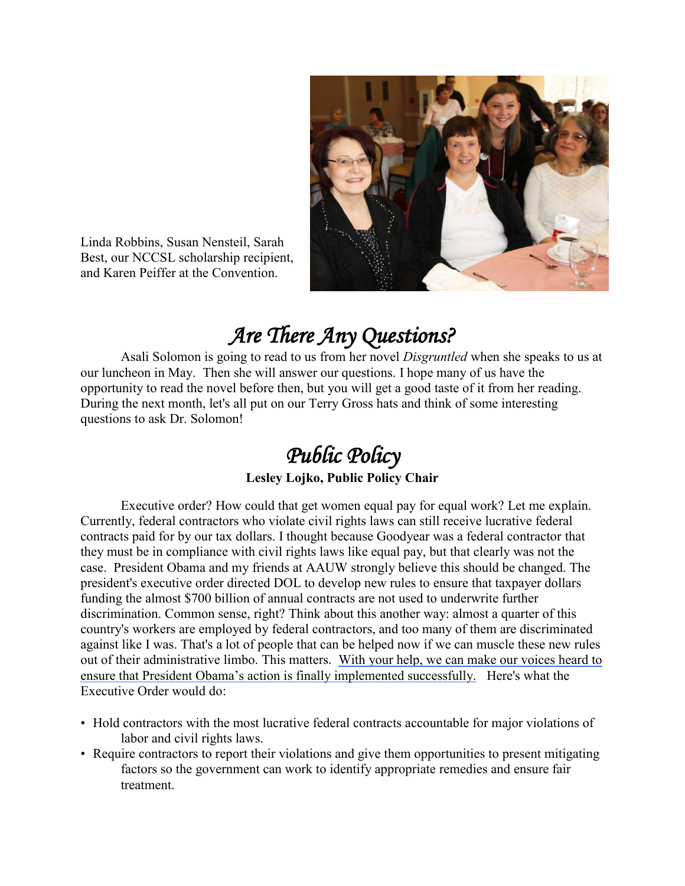Linda Robbins, Susan Nensteil, Sarah Best, our NCCSL scholarship recipient, and Karen Peiffer at the Convention.

## *Are There Any Questions?*

Asali Solomon is going to read to us from her novel *Disgruntled* when she speaks to us at our luncheon in May. Then she will answer our questions. I hope many of us have the opportunity to read the novel before then, but you will get a good taste of it from her reading. During the next month, let's all put on our Terry Gross hats and think of some interesting questions to ask Dr. Solomon!

## *Public Policy*

**Lesley Lojko, Public Policy Chair**

Executive order? How could that get women equal pay for equal work? Let me explain. Currently, federal contractors who violate civil rights laws can still receive lucrative federal contracts paid for by our tax dollars. I thought because Goodyear was a federal contractor that they must be in compliance with civil rights laws like equal pay, but that clearly was not the case. President Obama and my friends at AAUW strongly believe this should be changed. The president's executive order directed DOL to develop new rules to ensure that taxpayer dollars funding the almost $700 billion of annual contracts are not used to underwrite further discrimination. Common sense, right? Think about this another way: almost a quarter of this country's workers are employed by federal contractors, and too many of them are discriminated against like I was. That's a lot of people that can be helped now if we can muscle these new rules out of their administrative limbo. This matters. With your help, we can make our voices heard to ensure that President Obama's action is finally implemented successfully. Here's what the Executive Order would do:

- Hold contractors with the most lucrative federal contracts accountable for major violations of labor and civil rights laws.
- Require contractors to report their violations and give them opportunities to present mitigating factors so the government can work to identify appropriate remedies and ensure fair treatment.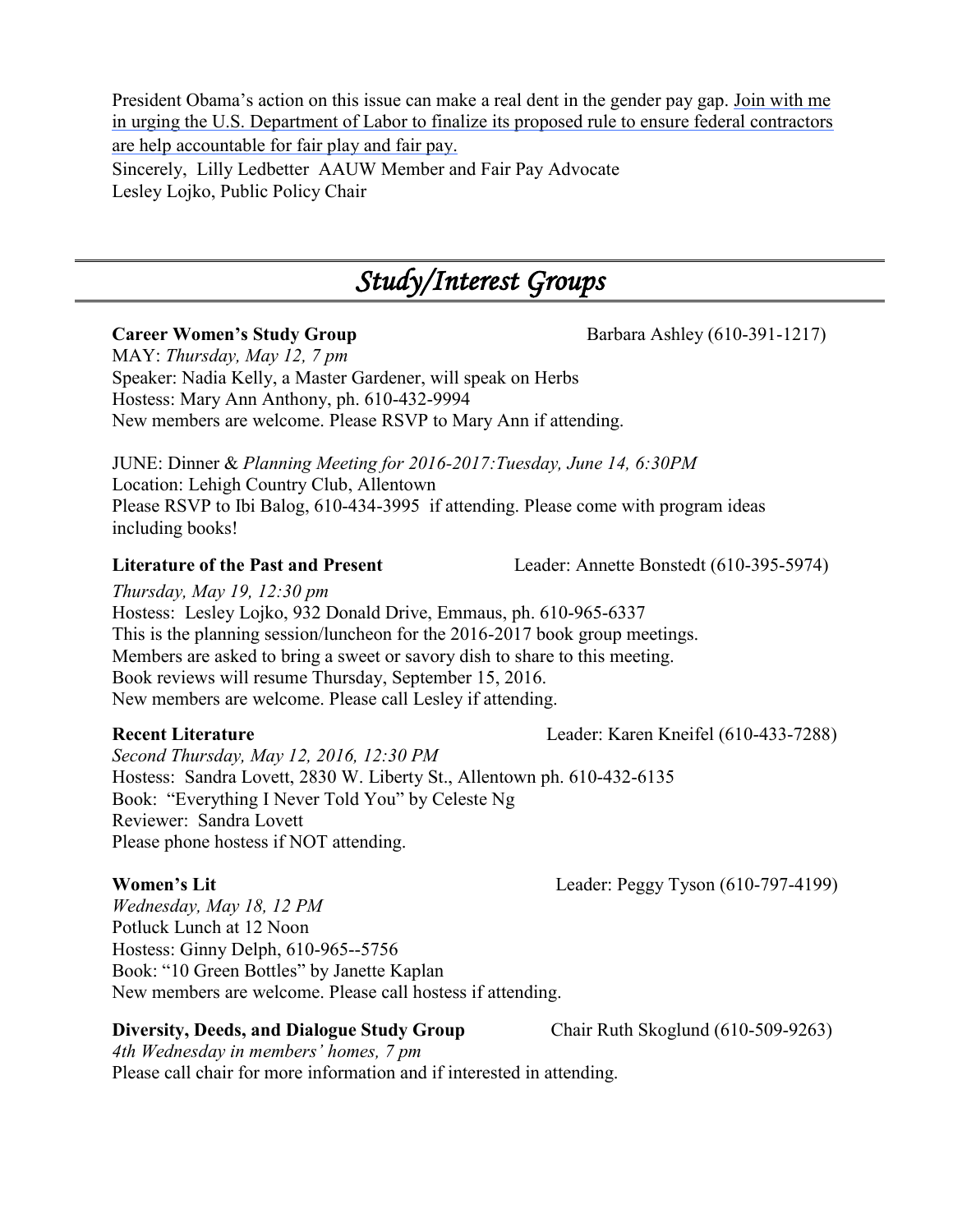President Obama's action on this issue can make a real dent in the gender pay gap. Join with me in urging the U.S. Department of Labor to finalize its proposed rule to ensure federal contractors are help accountable for fair play and fair pay.

Sincerely, Lilly Ledbetter AAUW Member and Fair Pay Advocate

Lesley Lojko, Public Policy Chair

---

# *Study/Interest Groups*

---

**Career Women's Study Group** Barbara Ashley (610-391-1217)

MAY: *Thursday, May 12, 7 pm*

Speaker: Nadia Kelly, a Master Gardener, will speak on Herbs

Hostess: Mary Ann Anthony, ph. 610-432-9994

New members are welcome. Please RSVP to Mary Ann if attending.

JUNE: Dinner & *Planning Meeting for 2016-2017:Tuesday, June 14, 6:30PM*

Location: Lehigh Country Club, Allentown

Please RSVP to Ibi Balog, 610-434-3995 if attending. Please come with program ideas including books!

**Literature of the Past and Present** Leader: Annette Bonstedt (610-395-5974)

*Thursday, May 19, 12:30 pm*

Hostess: Lesley Lojko, 932 Donald Drive, Emmaus, ph. 610-965-6337

This is the planning session/luncheon for the 2016-2017 book group meetings.

Members are asked to bring a sweet or savory dish to share to this meeting.

Book reviews will resume Thursday, September 15, 2016.

New members are welcome. Please call Lesley if attending.

**Recent Literature** Leader: Karen Kneifel (610-433-7288)

*Second Thursday, May 12, 2016, 12:30 PM*

Hostess: Sandra Lovett, 2830 W. Liberty St., Allentown ph. 610-432-6135

Book: "Everything I Never Told You" by Celeste Ng

Reviewer: Sandra Lovett

Please phone hostess if NOT attending.

**Women's Lit** Leader: Peggy Tyson (610-797-4199)

*Wednesday, May 18, 12 PM*

Potluck Lunch at 12 Noon

Hostess: Ginny Delph, 610-965--5756

Book: "10 Green Bottles" by Janette Kaplan

New members are welcome. Please call hostess if attending.

**Diversity, Deeds, and Dialogue Study Group** Chair Ruth Skoglund (610-509-9263)

*4th Wednesday in members' homes, 7 pm*

Please call chair for more information and if interested in attending.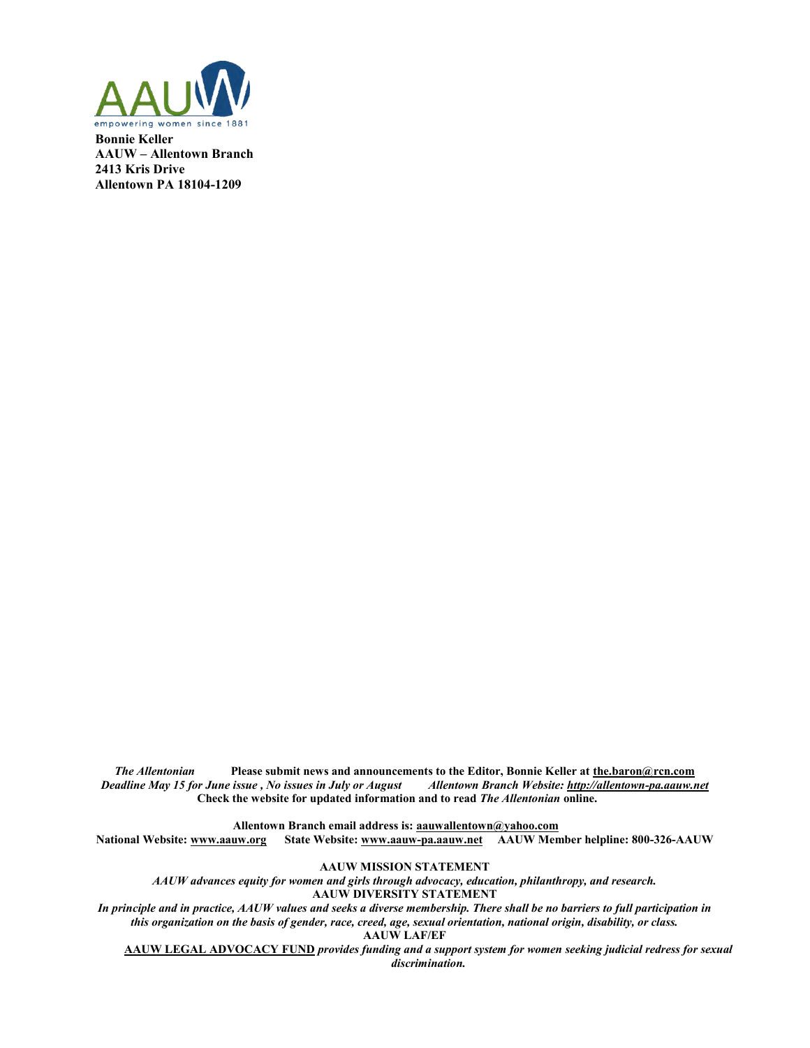**Bonnie Keller**
**AAUW – Allentown Branch**
**2413 Kris Drive**
**Allentown PA 18104-1209**

*The Allentonian* **Please submit news and announcements to the Editor, Bonnie Keller at the.baron@rcn.com**
***Deadline May 15 for June issue , No issues in July or August*** ***Allentown Branch Website: http://allentown-pa.aauw.net***
**Check the website for updated information and to read *The Allentonian* online.**

**Allentown Branch email address is: aauwallentown@yahoo.com**
**National Website: www.aauw.org State Website: www.aauw-pa.aauw.net AAUW Member helpline: 800-326-AAUW**

**AAUW MISSION STATEMENT**

***AAUW advances equity for women and girls through advocacy, education, philanthropy, and research.***

**AAUW DIVERSITY STATEMENT**

***In principle and in practice, AAUW values and seeks a diverse membership. There shall be no barriers to full participation in this organization on the basis of gender, race, creed, age, sexual orientation, national origin, disability, or class.***

**AAUW LAF/EF**

**AAUW LEGAL ADVOCACY FUND** ***provides funding and a support system for women seeking judicial redress for sexual discrimination.***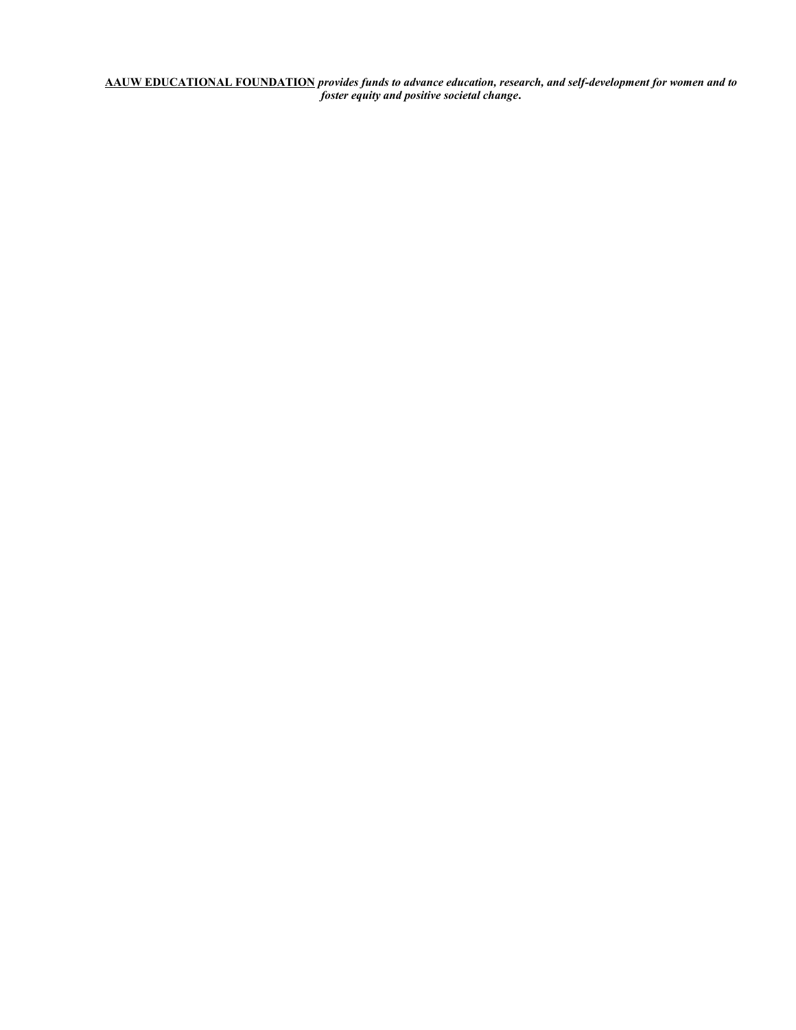**AAUW EDUCATIONAL FOUNDATION** ***provides funds to advance education, research, and self-development for women and to foster equity and positive societal change.***